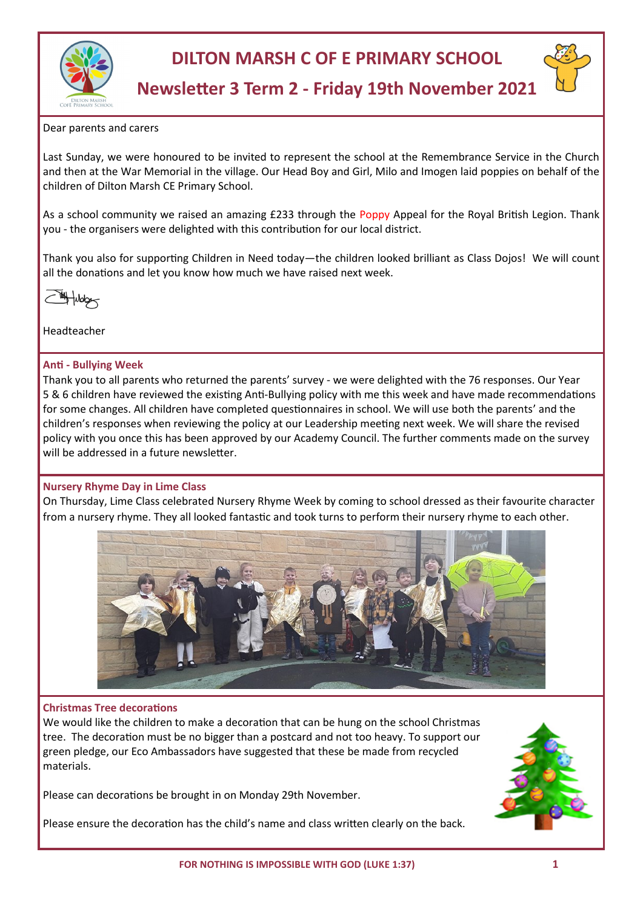# DILTON MARSH C OF E PRIMARY SCHOOL

## Newsletter 3 Term 2 - Friday 19th November 2021

Dear parents and carers

Last Sunday, we were honoured to be invited to represent the school at the Remembrance Service in the Church and then at the War Memorial in the village. Our Head Boy and Girl, Milo and Imogen laid poppies on behalf of the children of Dilton Marsh CE Primary School.

As a school community we raised an amazing £233 through the Poppy Appeal for the Royal British Legion. Thank you - the organisers were delighted with this contribution for our local district.

Thank you also for supporting Children in Need today—the children looked brilliant as Class Dojos! We will count all the donations and let you know how much we have raised next week.

Headteacher

### Anti - Bullying Week

Thank you to all parents who returned the parents' survey - we were delighted with the 76 responses. Our Year 5 & 6 children have reviewed the existing Anti-Bullying policy with me this week and have made recommendations for some changes. All children have completed questionnaires in school. We will use both the parents' and the children's responses when reviewing the policy at our Leadership meeting next week. We will share the revised policy with you once this has been approved by our Academy Council. The further comments made on the survey will be addressed in a future newsletter.

### Nursery Rhyme Day in Lime Class

On Thursday, Lime Class celebrated Nursery Rhyme Week by coming to school dressed as their favourite character from a nursery rhyme. They all looked fantastic and took turns to perform their nursery rhyme to each other.

### Christmas Tree decorations

We would like the children to make a decoration that can be hung on the school Christmas tree. The decoration must be no bigger than a postcard and not too heavy. To support our green pledge, our Eco Ambassadors have suggested that these be made from recycled materials.

Please can decorations be brought in on Monday 29th November.

Please ensure the decoration has the child's name and class written clearly on the back.

FOR NOTHING IS IMPOSSIBLE WITH GOD (LUKE 1:37)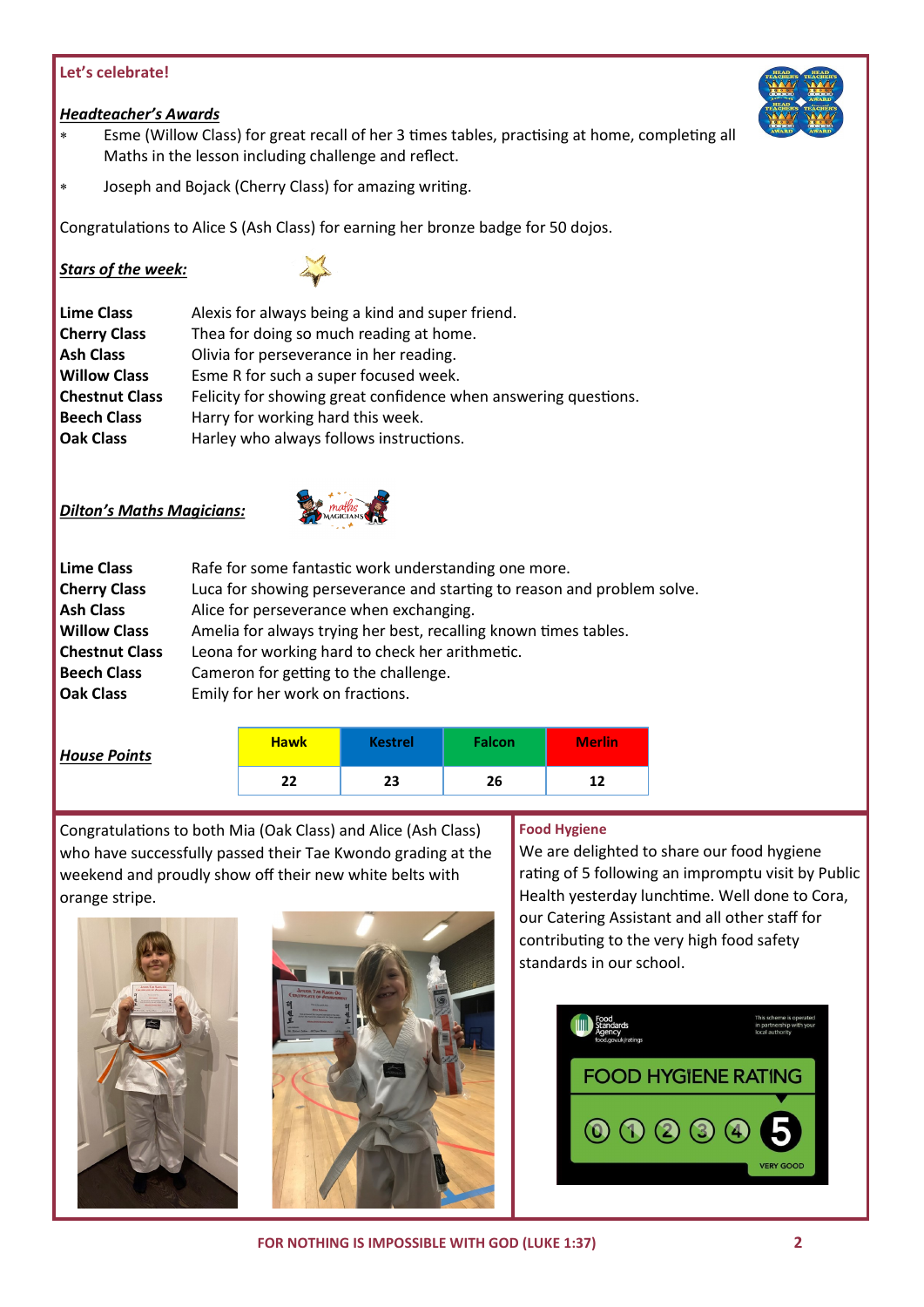## Let's celebrate!

### ***Headteacher's Awards***

- Esme (Willow Class) for great recall of her 3 times tables, practising at home, completing all Maths in the lesson including challenge and reflect.
- Joseph and Bojack (Cherry Class) for amazing writing.

Congratulations to Alice S (Ash Class) for earning her bronze badge for 50 dojos.

### ***Stars of the week:***

| | |
|---|---|
| **Lime Class** | Alexis for always being a kind and super friend. |
| **Cherry Class** | Thea for doing so much reading at home. |
| **Ash Class** | Olivia for perseverance in her reading. |
| **Willow Class** | Esme R for such a super focused week. |
| **Chestnut Class** | Felicity for showing great confidence when answering questions. |
| **Beech Class** | Harry for working hard this week. |
| **Oak Class** | Harley who always follows instructions. |

### ***Dilton's Maths Magicians:***

| | |
|---|---|
| **Lime Class** | Rafe for some fantastic work understanding one more. |
| **Cherry Class** | Luca for showing perseverance and starting to reason and problem solve. |
| **Ash Class** | Alice for perseverance when exchanging. |
| **Willow Class** | Amelia for always trying her best, recalling known times tables. |
| **Chestnut Class** | Leona for working hard to check her arithmetic. |
| **Beech Class** | Cameron for getting to the challenge. |
| **Oak Class** | Emily for her work on fractions. |

### ***House Points***

| Hawk | Kestrel | Falcon | Merlin |
|---|---|---|---|
| 22 | 23 | 26 | 12 |

Congratulations to both Mia (Oak Class) and Alice (Ash Class) who have successfully passed their Tae Kwondo grading at the weekend and proudly show off their new white belts with orange stripe.

### Food Hygiene

We are delighted to share our food hygiene rating of 5 following an impromptu visit by Public Health yesterday lunchtime. Well done to Cora, our Catering Assistant and all other staff for contributing to the very high food safety standards in our school.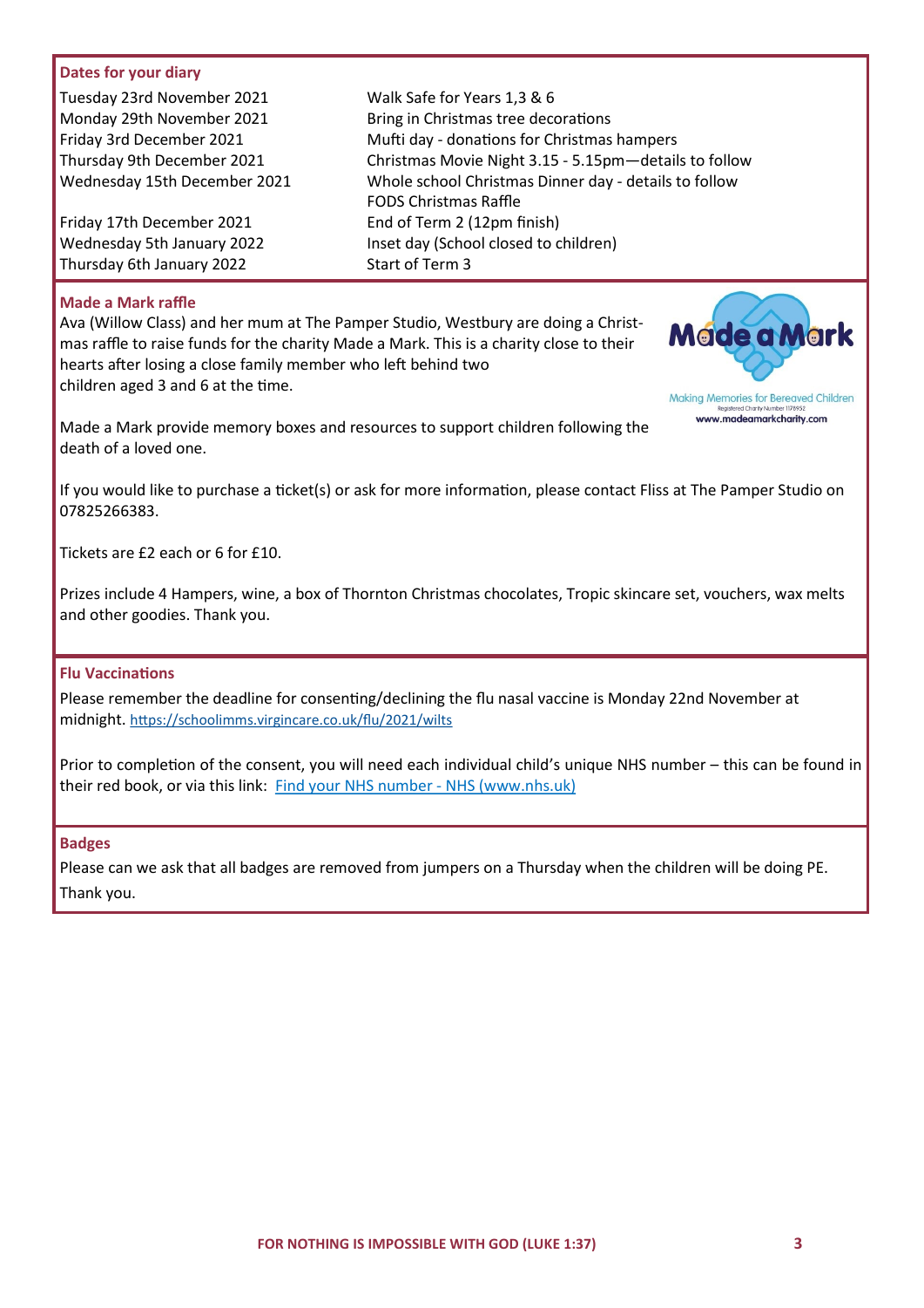## Dates for your diary

| | |
|---|---|
| Tuesday 23rd November 2021 | Walk Safe for Years 1,3 & 6 |
| Monday 29th November 2021 | Bring in Christmas tree decorations |
| Friday 3rd December 2021 | Mufti day - donations for Christmas hampers |
| Thursday 9th December 2021 | Christmas Movie Night 3.15 - 5.15pm—details to follow |
| Wednesday 15th December 2021 | Whole school Christmas Dinner day - details to follow<br>FODS Christmas Raffle |
| Friday 17th December 2021 | End of Term 2 (12pm finish) |
| Wednesday 5th January 2022 | Inset day (School closed to children) |
| Thursday 6th January 2022 | Start of Term 3 |

## Made a Mark raffle

Ava (Willow Class) and her mum at The Pamper Studio, Westbury are doing a Christmas raffle to raise funds for the charity Made a Mark. This is a charity close to their hearts after losing a close family member who left behind two children aged 3 and 6 at the time.

Made a Mark provide memory boxes and resources to support children following the death of a loved one.

If you would like to purchase a ticket(s) or ask for more information, please contact Fliss at The Pamper Studio on 07825266383.

Tickets are £2 each or 6 for £10.

Prizes include 4 Hampers, wine, a box of Thornton Christmas chocolates, Tropic skincare set, vouchers, wax melts and other goodies. Thank you.

## Flu Vaccinations

Please remember the deadline for consenting/declining the flu nasal vaccine is Monday 22nd November at midnight. https://schoolimms.virgincare.co.uk/flu/2021/wilts

Prior to completion of the consent, you will need each individual child's unique NHS number – this can be found in their red book, or via this link: Find your NHS number - NHS (www.nhs.uk)

## Badges

Please can we ask that all badges are removed from jumpers on a Thursday when the children will be doing PE. Thank you.